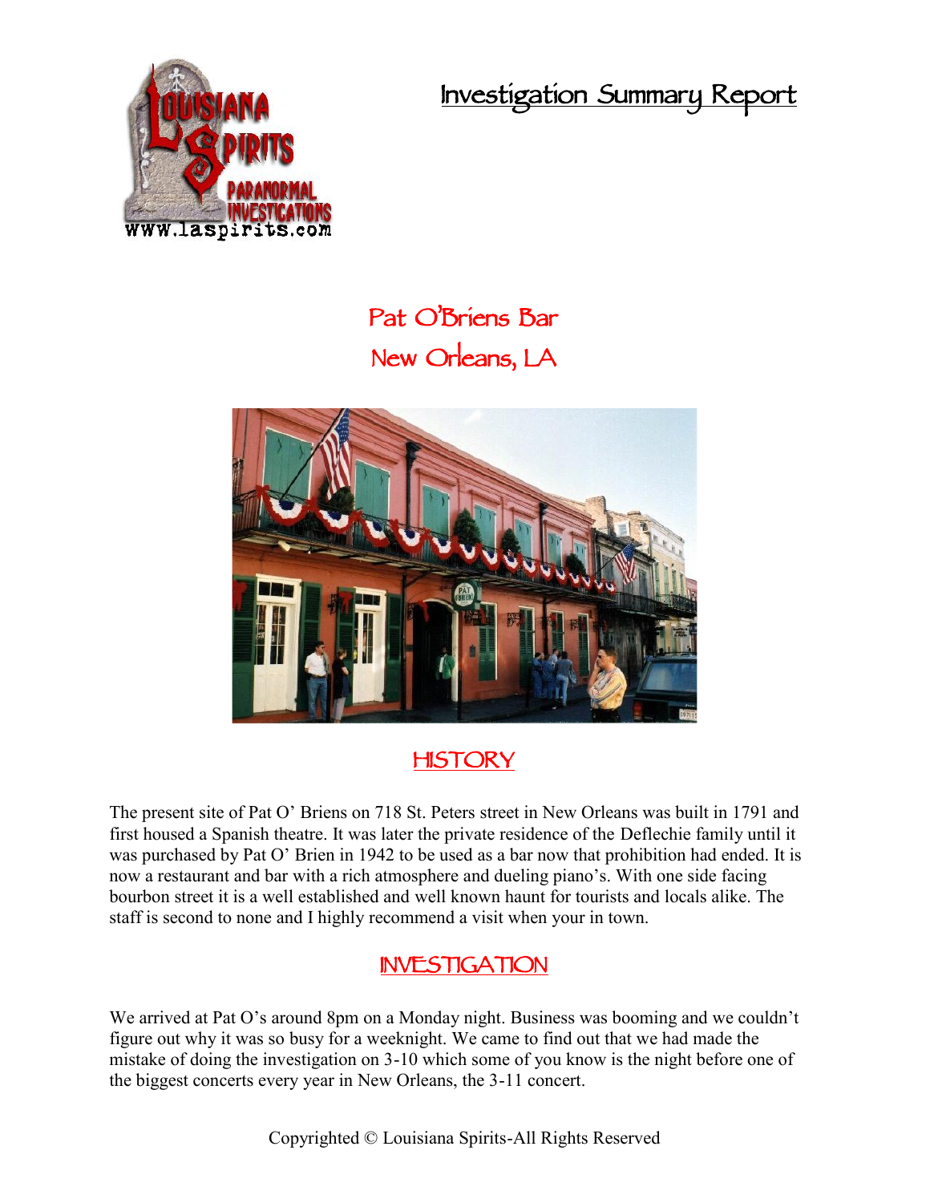# Investigation Summary Report

## Pat O'Briens Bar
## New Orleans, LA

## HISTORY

The present site of Pat O' Briens on 718 St. Peters street in New Orleans was built in 1791 and first housed a Spanish theatre. It was later the private residence of the Deflechie family until it was purchased by Pat O' Brien in 1942 to be used as a bar now that prohibition had ended. It is now a restaurant and bar with a rich atmosphere and dueling piano's. With one side facing bourbon street it is a well established and well known haunt for tourists and locals alike. The staff is second to none and I highly recommend a visit when your in town.

## INVESTIGATION

We arrived at Pat O's around 8pm on a Monday night. Business was booming and we couldn't figure out why it was so busy for a weeknight. We came to find out that we had made the mistake of doing the investigation on 3-10 which some of you know is the night before one of the biggest concerts every year in New Orleans, the 3-11 concert.

Copyrighted © Louisiana Spirits-All Rights Reserved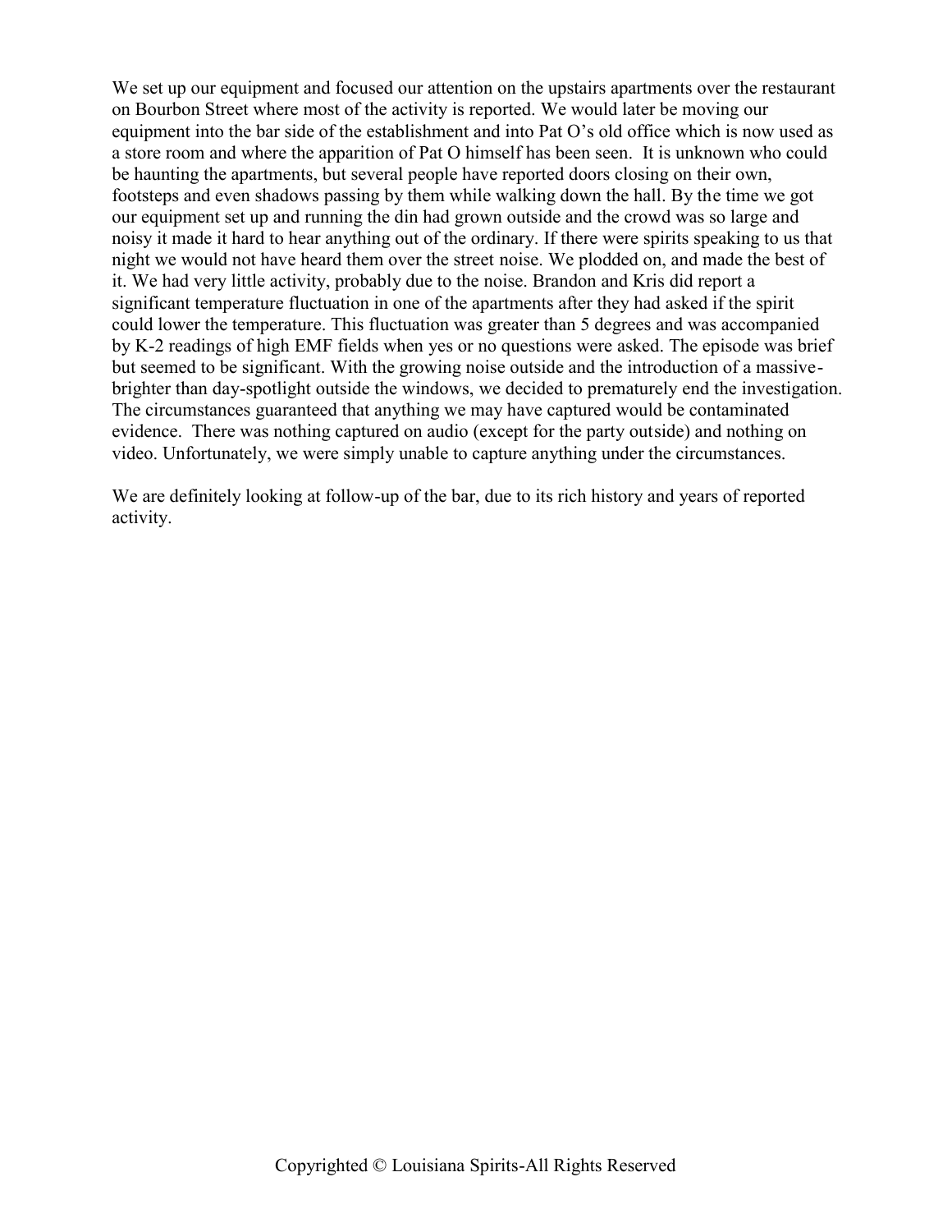We set up our equipment and focused our attention on the upstairs apartments over the restaurant on Bourbon Street where most of the activity is reported. We would later be moving our equipment into the bar side of the establishment and into Pat O's old office which is now used as a store room and where the apparition of Pat O himself has been seen. It is unknown who could be haunting the apartments, but several people have reported doors closing on their own, footsteps and even shadows passing by them while walking down the hall. By the time we got our equipment set up and running the din had grown outside and the crowd was so large and noisy it made it hard to hear anything out of the ordinary. If there were spirits speaking to us that night we would not have heard them over the street noise. We plodded on, and made the best of it. We had very little activity, probably due to the noise. Brandon and Kris did report a significant temperature fluctuation in one of the apartments after they had asked if the spirit could lower the temperature. This fluctuation was greater than 5 degrees and was accompanied by K-2 readings of high EMF fields when yes or no questions were asked. The episode was brief but seemed to be significant. With the growing noise outside and the introduction of a massive-brighter than day-spotlight outside the windows, we decided to prematurely end the investigation. The circumstances guaranteed that anything we may have captured would be contaminated evidence. There was nothing captured on audio (except for the party outside) and nothing on video. Unfortunately, we were simply unable to capture anything under the circumstances.

We are definitely looking at follow-up of the bar, due to its rich history and years of reported activity.

Copyrighted © Louisiana Spirits-All Rights Reserved